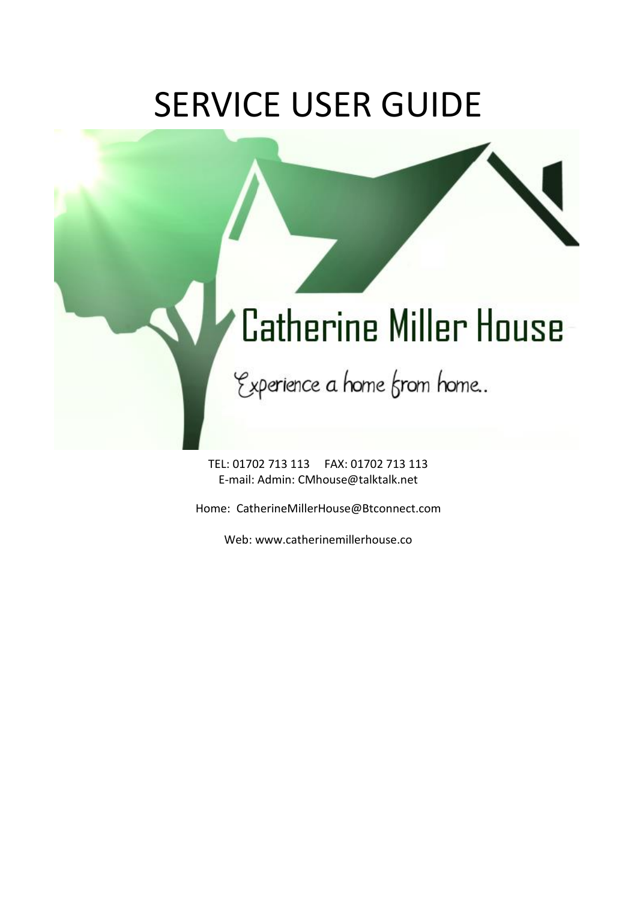# SERVICE USER GUIDE

Catherine Miller House

*Experience a home from home..*

TEL: 01702 713 113 FAX: 01702 713 113
E-mail: Admin: CMhouse@talktalk.net

Home: CatherineMillerHouse@Btconnect.com

Web: www.catherinemillerhouse.co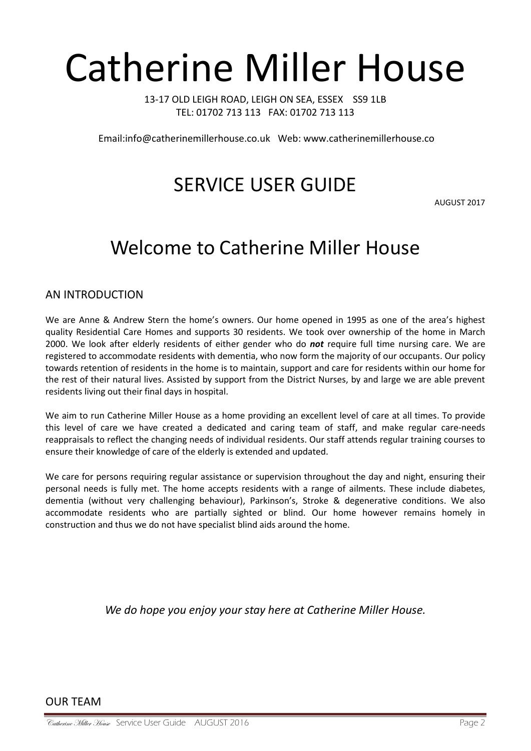# Catherine Miller House

13-17 OLD LEIGH ROAD, LEIGH ON SEA, ESSEX SS9 1LB
TEL: 01702 713 113 FAX: 01702 713 113

Email:info@catherinemillerhouse.co.uk Web: www.catherinemillerhouse.co

## SERVICE USER GUIDE

AUGUST 2017

## Welcome to Catherine Miller House

### AN INTRODUCTION

We are Anne & Andrew Stern the home's owners. Our home opened in 1995 as one of the area's highest quality Residential Care Homes and supports 30 residents. We took over ownership of the home in March 2000. We look after elderly residents of either gender who do ***not*** require full time nursing care. We are registered to accommodate residents with dementia, who now form the majority of our occupants. Our policy towards retention of residents in the home is to maintain, support and care for residents within our home for the rest of their natural lives. Assisted by support from the District Nurses, by and large we are able prevent residents living out their final days in hospital.

We aim to run Catherine Miller House as a home providing an excellent level of care at all times. To provide this level of care we have created a dedicated and caring team of staff, and make regular care-needs reappraisals to reflect the changing needs of individual residents. Our staff attends regular training courses to ensure their knowledge of care of the elderly is extended and updated.

We care for persons requiring regular assistance or supervision throughout the day and night, ensuring their personal needs is fully met. The home accepts residents with a range of ailments. These include diabetes, dementia (without very challenging behaviour), Parkinson's, Stroke & degenerative conditions. We also accommodate residents who are partially sighted or blind. Our home however remains homely in construction and thus we do not have specialist blind aids around the home.

*We do hope you enjoy your stay here at Catherine Miller House.*

### OUR TEAM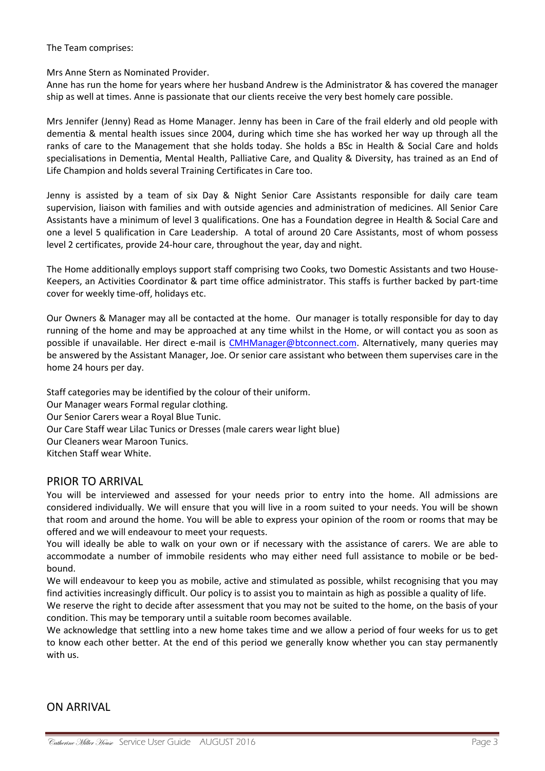The Team comprises:

Mrs Anne Stern as Nominated Provider.
Anne has run the home for years where her husband Andrew is the Administrator & has covered the manager ship as well at times. Anne is passionate that our clients receive the very best homely care possible.

Mrs Jennifer (Jenny) Read as Home Manager. Jenny has been in Care of the frail elderly and old people with dementia & mental health issues since 2004, during which time she has worked her way up through all the ranks of care to the Management that she holds today. She holds a BSc in Health & Social Care and holds specialisations in Dementia, Mental Health, Palliative Care, and Quality & Diversity, has trained as an End of Life Champion and holds several Training Certificates in Care too.

Jenny is assisted by a team of six Day & Night Senior Care Assistants responsible for daily care team supervision, liaison with families and with outside agencies and administration of medicines. All Senior Care Assistants have a minimum of level 3 qualifications. One has a Foundation degree in Health & Social Care and one a level 5 qualification in Care Leadership. A total of around 20 Care Assistants, most of whom possess level 2 certificates, provide 24-hour care, throughout the year, day and night.

The Home additionally employs support staff comprising two Cooks, two Domestic Assistants and two House-Keepers, an Activities Coordinator & part time office administrator. This staffs is further backed by part-time cover for weekly time-off, holidays etc.

Our Owners & Manager may all be contacted at the home. Our manager is totally responsible for day to day running of the home and may be approached at any time whilst in the Home, or will contact you as soon as possible if unavailable. Her direct e-mail is CMHManager@btconnect.com. Alternatively, many queries may be answered by the Assistant Manager, Joe. Or senior care assistant who between them supervises care in the home 24 hours per day.

Staff categories may be identified by the colour of their uniform.
Our Manager wears Formal regular clothing.
Our Senior Carers wear a Royal Blue Tunic.
Our Care Staff wear Lilac Tunics or Dresses (male carers wear light blue)
Our Cleaners wear Maroon Tunics.
Kitchen Staff wear White.

## PRIOR TO ARRIVAL

You will be interviewed and assessed for your needs prior to entry into the home. All admissions are considered individually. We will ensure that you will live in a room suited to your needs. You will be shown that room and around the home. You will be able to express your opinion of the room or rooms that may be offered and we will endeavour to meet your requests.
You will ideally be able to walk on your own or if necessary with the assistance of carers. We are able to accommodate a number of immobile residents who may either need full assistance to mobile or be bed-bound.
We will endeavour to keep you as mobile, active and stimulated as possible, whilst recognising that you may find activities increasingly difficult. Our policy is to assist you to maintain as high as possible a quality of life.
We reserve the right to decide after assessment that you may not be suited to the home, on the basis of your condition. This may be temporary until a suitable room becomes available.
We acknowledge that settling into a new home takes time and we allow a period of four weeks for us to get to know each other better. At the end of this period we generally know whether you can stay permanently with us.

## ON ARRIVAL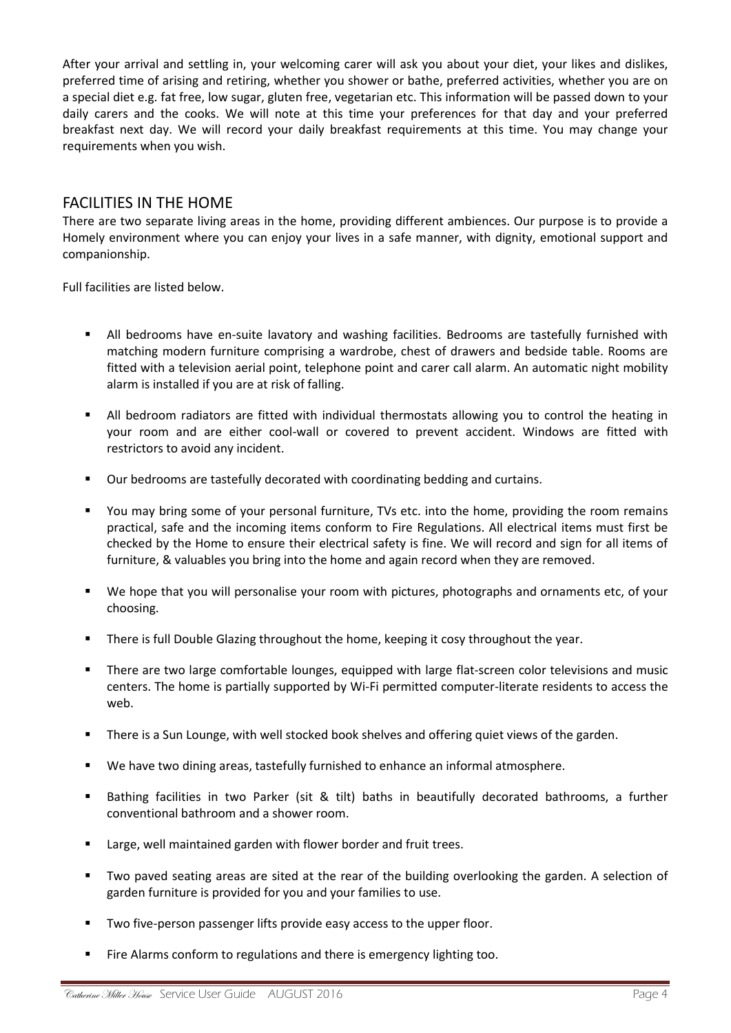After your arrival and settling in, your welcoming carer will ask you about your diet, your likes and dislikes, preferred time of arising and retiring, whether you shower or bathe, preferred activities, whether you are on a special diet e.g. fat free, low sugar, gluten free, vegetarian etc. This information will be passed down to your daily carers and the cooks. We will note at this time your preferences for that day and your preferred breakfast next day. We will record your daily breakfast requirements at this time. You may change your requirements when you wish.

## FACILITIES IN THE HOME

There are two separate living areas in the home, providing different ambiences. Our purpose is to provide a Homely environment where you can enjoy your lives in a safe manner, with dignity, emotional support and companionship.

Full facilities are listed below.

- All bedrooms have en-suite lavatory and washing facilities. Bedrooms are tastefully furnished with matching modern furniture comprising a wardrobe, chest of drawers and bedside table. Rooms are fitted with a television aerial point, telephone point and carer call alarm. An automatic night mobility alarm is installed if you are at risk of falling.
- All bedroom radiators are fitted with individual thermostats allowing you to control the heating in your room and are either cool-wall or covered to prevent accident. Windows are fitted with restrictors to avoid any incident.
- Our bedrooms are tastefully decorated with coordinating bedding and curtains.
- You may bring some of your personal furniture, TVs etc. into the home, providing the room remains practical, safe and the incoming items conform to Fire Regulations. All electrical items must first be checked by the Home to ensure their electrical safety is fine. We will record and sign for all items of furniture, & valuables you bring into the home and again record when they are removed.
- We hope that you will personalise your room with pictures, photographs and ornaments etc, of your choosing.
- There is full Double Glazing throughout the home, keeping it cosy throughout the year.
- There are two large comfortable lounges, equipped with large flat-screen color televisions and music centers. The home is partially supported by Wi-Fi permitted computer-literate residents to access the web.
- There is a Sun Lounge, with well stocked book shelves and offering quiet views of the garden.
- We have two dining areas, tastefully furnished to enhance an informal atmosphere.
- Bathing facilities in two Parker (sit & tilt) baths in beautifully decorated bathrooms, a further conventional bathroom and a shower room.
- Large, well maintained garden with flower border and fruit trees.
- Two paved seating areas are sited at the rear of the building overlooking the garden. A selection of garden furniture is provided for you and your families to use.
- Two five-person passenger lifts provide easy access to the upper floor.
- Fire Alarms conform to regulations and there is emergency lighting too.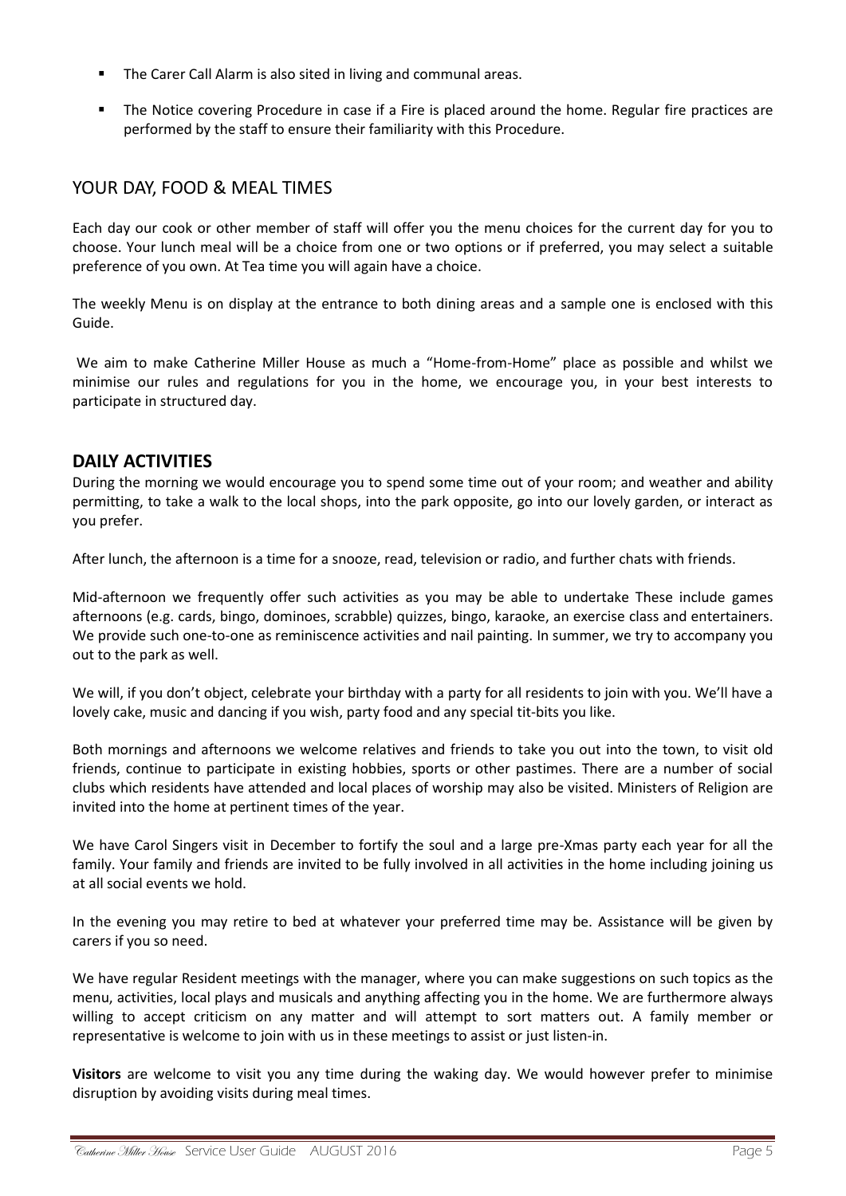- The Carer Call Alarm is also sited in living and communal areas.
- The Notice covering Procedure in case if a Fire is placed around the home. Regular fire practices are performed by the staff to ensure their familiarity with this Procedure.

## YOUR DAY, FOOD & MEAL TIMES

Each day our cook or other member of staff will offer you the menu choices for the current day for you to choose. Your lunch meal will be a choice from one or two options or if preferred, you may select a suitable preference of you own. At Tea time you will again have a choice.

The weekly Menu is on display at the entrance to both dining areas and a sample one is enclosed with this Guide.

We aim to make Catherine Miller House as much a "Home-from-Home" place as possible and whilst we minimise our rules and regulations for you in the home, we encourage you, in your best interests to participate in structured day.

## DAILY ACTIVITIES

During the morning we would encourage you to spend some time out of your room; and weather and ability permitting, to take a walk to the local shops, into the park opposite, go into our lovely garden, or interact as you prefer.

After lunch, the afternoon is a time for a snooze, read, television or radio, and further chats with friends.

Mid-afternoon we frequently offer such activities as you may be able to undertake These include games afternoons (e.g. cards, bingo, dominoes, scrabble) quizzes, bingo, karaoke, an exercise class and entertainers. We provide such one-to-one as reminiscence activities and nail painting. In summer, we try to accompany you out to the park as well.

We will, if you don't object, celebrate your birthday with a party for all residents to join with you. We'll have a lovely cake, music and dancing if you wish, party food and any special tit-bits you like.

Both mornings and afternoons we welcome relatives and friends to take you out into the town, to visit old friends, continue to participate in existing hobbies, sports or other pastimes. There are a number of social clubs which residents have attended and local places of worship may also be visited. Ministers of Religion are invited into the home at pertinent times of the year.

We have Carol Singers visit in December to fortify the soul and a large pre-Xmas party each year for all the family. Your family and friends are invited to be fully involved in all activities in the home including joining us at all social events we hold.

In the evening you may retire to bed at whatever your preferred time may be. Assistance will be given by carers if you so need.

We have regular Resident meetings with the manager, where you can make suggestions on such topics as the menu, activities, local plays and musicals and anything affecting you in the home. We are furthermore always willing to accept criticism on any matter and will attempt to sort matters out. A family member or representative is welcome to join with us in these meetings to assist or just listen-in.

**Visitors** are welcome to visit you any time during the waking day. We would however prefer to minimise disruption by avoiding visits during meal times.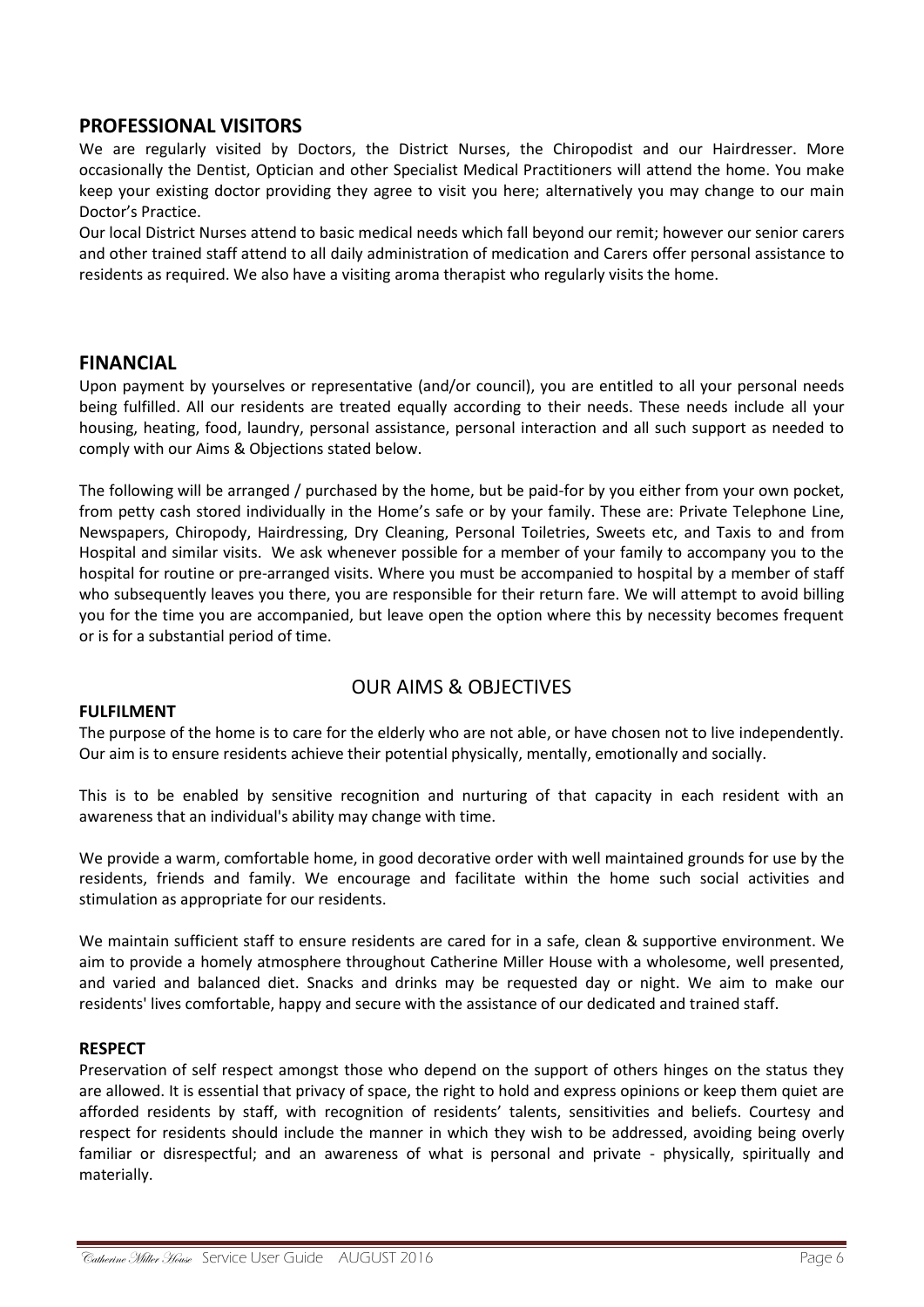## PROFESSIONAL VISITORS

We are regularly visited by Doctors, the District Nurses, the Chiropodist and our Hairdresser. More occasionally the Dentist, Optician and other Specialist Medical Practitioners will attend the home. You make keep your existing doctor providing they agree to visit you here; alternatively you may change to our main Doctor's Practice.

Our local District Nurses attend to basic medical needs which fall beyond our remit; however our senior carers and other trained staff attend to all daily administration of medication and Carers offer personal assistance to residents as required. We also have a visiting aroma therapist who regularly visits the home.

## FINANCIAL

Upon payment by yourselves or representative (and/or council), you are entitled to all your personal needs being fulfilled. All our residents are treated equally according to their needs. These needs include all your housing, heating, food, laundry, personal assistance, personal interaction and all such support as needed to comply with our Aims & Objections stated below.

The following will be arranged / purchased by the home, but be paid-for by you either from your own pocket, from petty cash stored individually in the Home's safe or by your family. These are: Private Telephone Line, Newspapers, Chiropody, Hairdressing, Dry Cleaning, Personal Toiletries, Sweets etc, and Taxis to and from Hospital and similar visits. We ask whenever possible for a member of your family to accompany you to the hospital for routine or pre-arranged visits. Where you must be accompanied to hospital by a member of staff who subsequently leaves you there, you are responsible for their return fare. We will attempt to avoid billing you for the time you are accompanied, but leave open the option where this by necessity becomes frequent or is for a substantial period of time.

## OUR AIMS & OBJECTIVES

### FULFILMENT

The purpose of the home is to care for the elderly who are not able, or have chosen not to live independently. Our aim is to ensure residents achieve their potential physically, mentally, emotionally and socially.

This is to be enabled by sensitive recognition and nurturing of that capacity in each resident with an awareness that an individual's ability may change with time.

We provide a warm, comfortable home, in good decorative order with well maintained grounds for use by the residents, friends and family. We encourage and facilitate within the home such social activities and stimulation as appropriate for our residents.

We maintain sufficient staff to ensure residents are cared for in a safe, clean & supportive environment. We aim to provide a homely atmosphere throughout Catherine Miller House with a wholesome, well presented, and varied and balanced diet. Snacks and drinks may be requested day or night. We aim to make our residents' lives comfortable, happy and secure with the assistance of our dedicated and trained staff.

### RESPECT

Preservation of self respect amongst those who depend on the support of others hinges on the status they are allowed. It is essential that privacy of space, the right to hold and express opinions or keep them quiet are afforded residents by staff, with recognition of residents' talents, sensitivities and beliefs. Courtesy and respect for residents should include the manner in which they wish to be addressed, avoiding being overly familiar or disrespectful; and an awareness of what is personal and private - physically, spiritually and materially.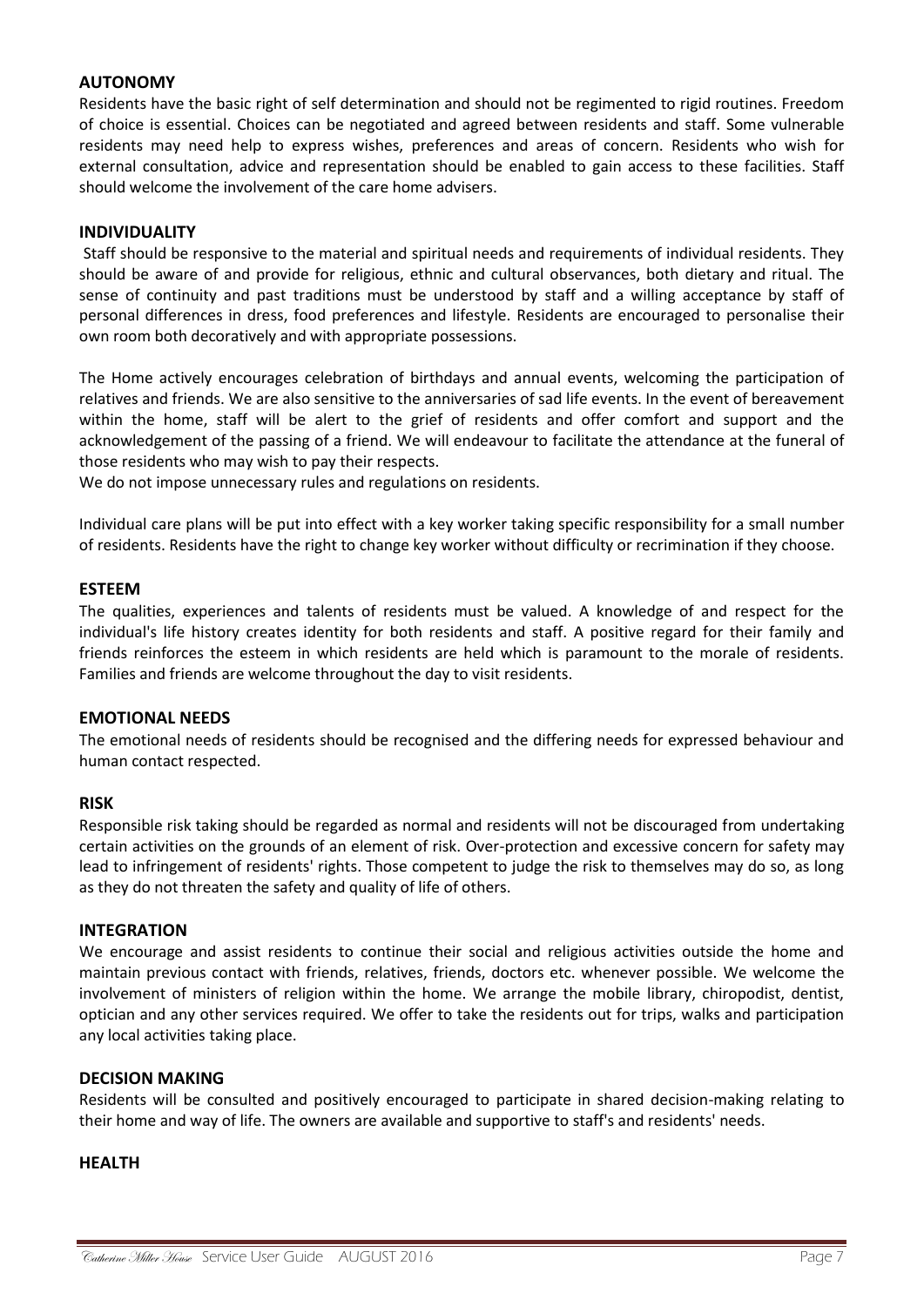## AUTONOMY

Residents have the basic right of self determination and should not be regimented to rigid routines. Freedom of choice is essential. Choices can be negotiated and agreed between residents and staff. Some vulnerable residents may need help to express wishes, preferences and areas of concern. Residents who wish for external consultation, advice and representation should be enabled to gain access to these facilities. Staff should welcome the involvement of the care home advisers.

## INDIVIDUALITY

Staff should be responsive to the material and spiritual needs and requirements of individual residents. They should be aware of and provide for religious, ethnic and cultural observances, both dietary and ritual. The sense of continuity and past traditions must be understood by staff and a willing acceptance by staff of personal differences in dress, food preferences and lifestyle. Residents are encouraged to personalise their own room both decoratively and with appropriate possessions.

The Home actively encourages celebration of birthdays and annual events, welcoming the participation of relatives and friends. We are also sensitive to the anniversaries of sad life events. In the event of bereavement within the home, staff will be alert to the grief of residents and offer comfort and support and the acknowledgement of the passing of a friend. We will endeavour to facilitate the attendance at the funeral of those residents who may wish to pay their respects.
We do not impose unnecessary rules and regulations on residents.

Individual care plans will be put into effect with a key worker taking specific responsibility for a small number of residents. Residents have the right to change key worker without difficulty or recrimination if they choose.

## ESTEEM

The qualities, experiences and talents of residents must be valued. A knowledge of and respect for the individual's life history creates identity for both residents and staff. A positive regard for their family and friends reinforces the esteem in which residents are held which is paramount to the morale of residents. Families and friends are welcome throughout the day to visit residents.

## EMOTIONAL NEEDS

The emotional needs of residents should be recognised and the differing needs for expressed behaviour and human contact respected.

## RISK

Responsible risk taking should be regarded as normal and residents will not be discouraged from undertaking certain activities on the grounds of an element of risk. Over-protection and excessive concern for safety may lead to infringement of residents' rights. Those competent to judge the risk to themselves may do so, as long as they do not threaten the safety and quality of life of others.

## INTEGRATION

We encourage and assist residents to continue their social and religious activities outside the home and maintain previous contact with friends, relatives, friends, doctors etc. whenever possible. We welcome the involvement of ministers of religion within the home. We arrange the mobile library, chiropodist, dentist, optician and any other services required. We offer to take the residents out for trips, walks and participation any local activities taking place.

## DECISION MAKING

Residents will be consulted and positively encouraged to participate in shared decision-making relating to their home and way of life. The owners are available and supportive to staff's and residents' needs.

## HEALTH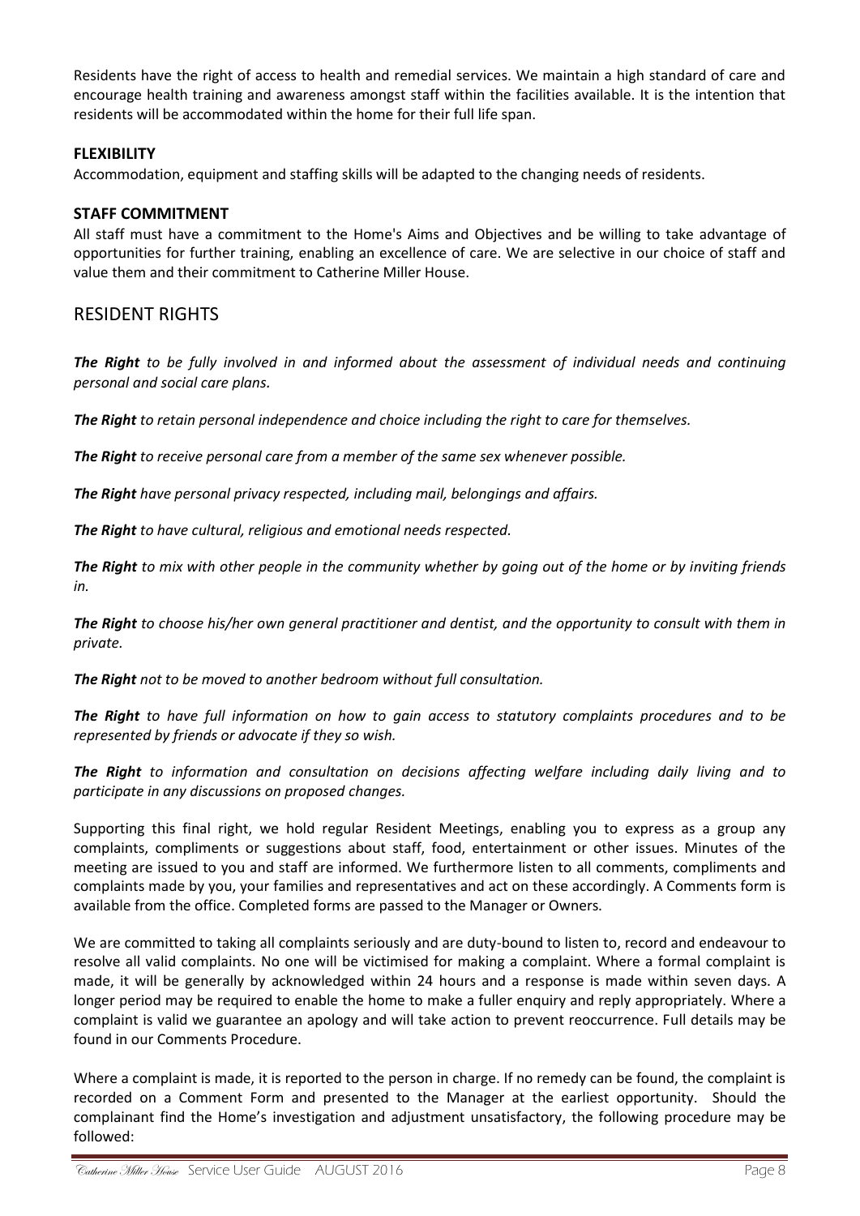Residents have the right of access to health and remedial services. We maintain a high standard of care and encourage health training and awareness amongst staff within the facilities available. It is the intention that residents will be accommodated within the home for their full life span.

### FLEXIBILITY

Accommodation, equipment and staffing skills will be adapted to the changing needs of residents.

### STAFF COMMITMENT

All staff must have a commitment to the Home's Aims and Objectives and be willing to take advantage of opportunities for further training, enabling an excellence of care. We are selective in our choice of staff and value them and their commitment to Catherine Miller House.

## RESIDENT RIGHTS

***The Right*** *to be fully involved in and informed about the assessment of individual needs and continuing personal and social care plans.*

***The Right*** *to retain personal independence and choice including the right to care for themselves.*

***The Right*** *to receive personal care from a member of the same sex whenever possible.*

***The Right*** *have personal privacy respected, including mail, belongings and affairs.*

***The Right*** *to have cultural, religious and emotional needs respected.*

***The Right*** *to mix with other people in the community whether by going out of the home or by inviting friends in.*

***The Right*** *to choose his/her own general practitioner and dentist, and the opportunity to consult with them in private.*

***The Right*** *not to be moved to another bedroom without full consultation.*

***The Right*** *to have full information on how to gain access to statutory complaints procedures and to be represented by friends or advocate if they so wish.*

***The Right*** *to information and consultation on decisions affecting welfare including daily living and to participate in any discussions on proposed changes.*

Supporting this final right, we hold regular Resident Meetings, enabling you to express as a group any complaints, compliments or suggestions about staff, food, entertainment or other issues. Minutes of the meeting are issued to you and staff are informed. We furthermore listen to all comments, compliments and complaints made by you, your families and representatives and act on these accordingly. A Comments form is available from the office. Completed forms are passed to the Manager or Owners.

We are committed to taking all complaints seriously and are duty-bound to listen to, record and endeavour to resolve all valid complaints. No one will be victimised for making a complaint. Where a formal complaint is made, it will be generally by acknowledged within 24 hours and a response is made within seven days. A longer period may be required to enable the home to make a fuller enquiry and reply appropriately. Where a complaint is valid we guarantee an apology and will take action to prevent reoccurrence. Full details may be found in our Comments Procedure.

Where a complaint is made, it is reported to the person in charge. If no remedy can be found, the complaint is recorded on a Comment Form and presented to the Manager at the earliest opportunity. Should the complainant find the Home's investigation and adjustment unsatisfactory, the following procedure may be followed: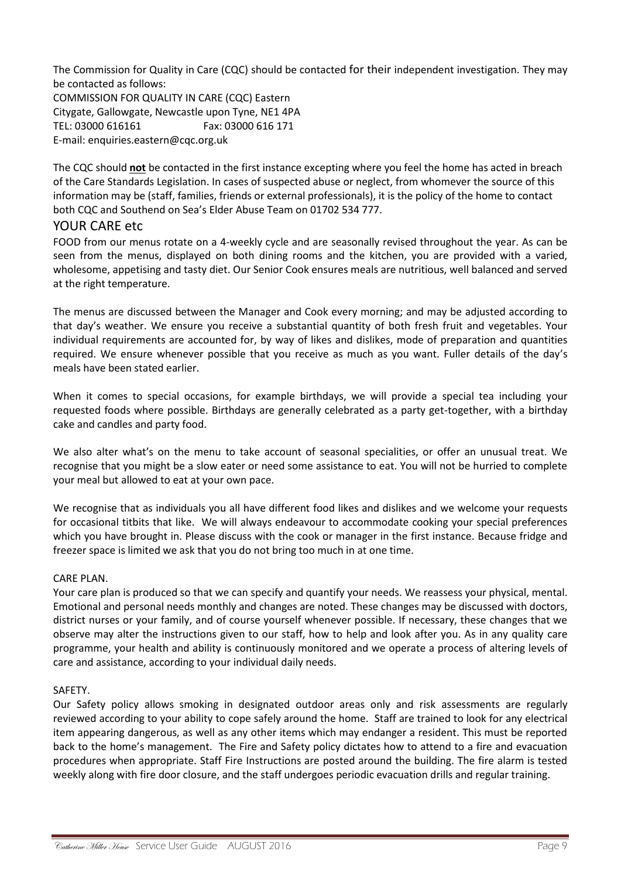The Commission for Quality in Care (CQC) should be contacted for their independent investigation. They may be contacted as follows:

COMMISSION FOR QUALITY IN CARE (CQC) Eastern
Citygate, Gallowgate, Newcastle upon Tyne, NE1 4PA
TEL: 03000 616161 Fax: 03000 616 171
E-mail: enquiries.eastern@cqc.org.uk

The CQC should **not** be contacted in the first instance excepting where you feel the home has acted in breach of the Care Standards Legislation. In cases of suspected abuse or neglect, from whomever the source of this information may be (staff, families, friends or external professionals), it is the policy of the home to contact both CQC and Southend on Sea's Elder Abuse Team on 01702 534 777.

## YOUR CARE etc

FOOD from our menus rotate on a 4-weekly cycle and are seasonally revised throughout the year. As can be seen from the menus, displayed on both dining rooms and the kitchen, you are provided with a varied, wholesome, appetising and tasty diet. Our Senior Cook ensures meals are nutritious, well balanced and served at the right temperature.

The menus are discussed between the Manager and Cook every morning; and may be adjusted according to that day's weather. We ensure you receive a substantial quantity of both fresh fruit and vegetables. Your individual requirements are accounted for, by way of likes and dislikes, mode of preparation and quantities required. We ensure whenever possible that you receive as much as you want. Fuller details of the day's meals have been stated earlier.

When it comes to special occasions, for example birthdays, we will provide a special tea including your requested foods where possible. Birthdays are generally celebrated as a party get-together, with a birthday cake and candles and party food.

We also alter what's on the menu to take account of seasonal specialities, or offer an unusual treat. We recognise that you might be a slow eater or need some assistance to eat. You will not be hurried to complete your meal but allowed to eat at your own pace.

We recognise that as individuals you all have different food likes and dislikes and we welcome your requests for occasional titbits that like. We will always endeavour to accommodate cooking your special preferences which you have brought in. Please discuss with the cook or manager in the first instance. Because fridge and freezer space is limited we ask that you do not bring too much in at one time.

CARE PLAN.

Your care plan is produced so that we can specify and quantify your needs. We reassess your physical, mental. Emotional and personal needs monthly and changes are noted. These changes may be discussed with doctors, district nurses or your family, and of course yourself whenever possible. If necessary, these changes that we observe may alter the instructions given to our staff, how to help and look after you. As in any quality care programme, your health and ability is continuously monitored and we operate a process of altering levels of care and assistance, according to your individual daily needs.

SAFETY.

Our Safety policy allows smoking in designated outdoor areas only and risk assessments are regularly reviewed according to your ability to cope safely around the home. Staff are trained to look for any electrical item appearing dangerous, as well as any other items which may endanger a resident. This must be reported back to the home's management. The Fire and Safety policy dictates how to attend to a fire and evacuation procedures when appropriate. Staff Fire Instructions are posted around the building. The fire alarm is tested weekly along with fire door closure, and the staff undergoes periodic evacuation drills and regular training.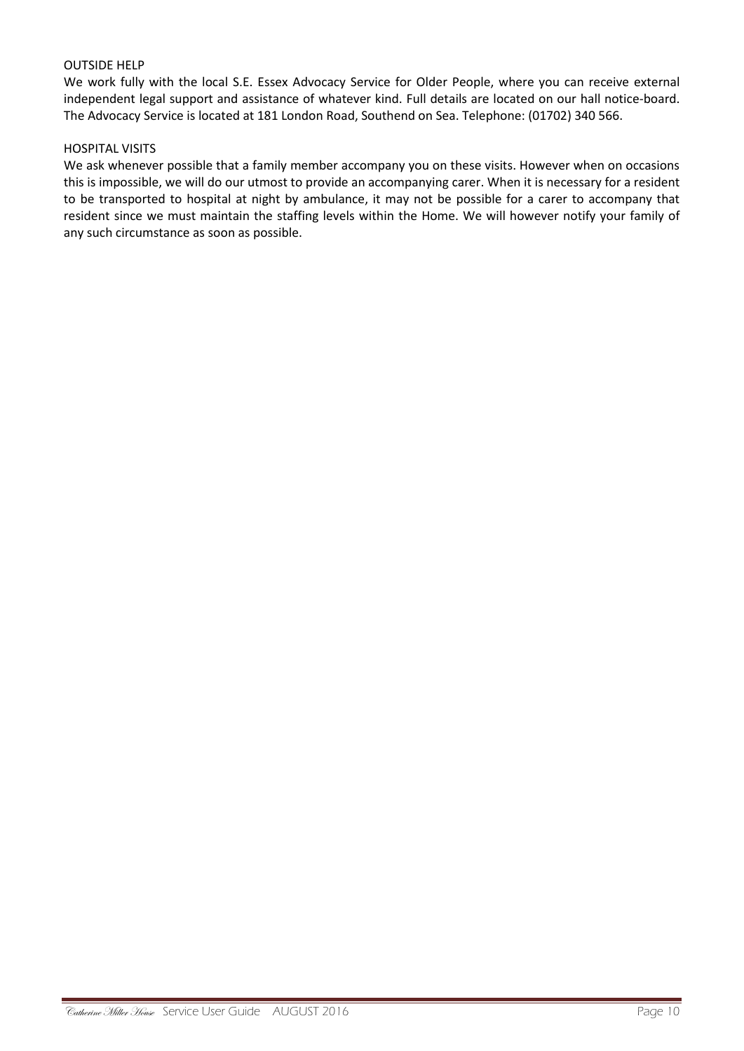OUTSIDE HELP

We work fully with the local S.E. Essex Advocacy Service for Older People, where you can receive external independent legal support and assistance of whatever kind. Full details are located on our hall notice-board. The Advocacy Service is located at 181 London Road, Southend on Sea. Telephone: (01702) 340 566.

HOSPITAL VISITS

We ask whenever possible that a family member accompany you on these visits. However when on occasions this is impossible, we will do our utmost to provide an accompanying carer. When it is necessary for a resident to be transported to hospital at night by ambulance, it may not be possible for a carer to accompany that resident since we must maintain the staffing levels within the Home. We will however notify your family of any such circumstance as soon as possible.